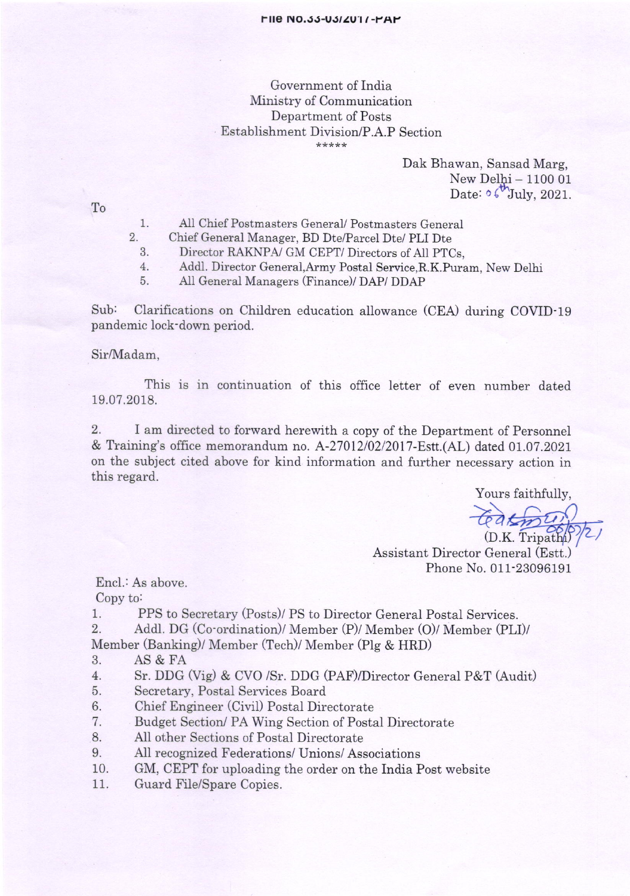File No.33-03/2017-PAP

Government of India
Ministry of Communication
Department of Posts
Establishment Division/P.A.P Section
\*\*\*\*\*

Dak Bhawan, Sansad Marg,
New Delhi – 1100 01
Date: 06th July, 2021.

To

1. All Chief Postmasters General/ Postmasters General
2. Chief General Manager, BD Dte/Parcel Dte/ PLI Dte
3. Director RAKNPA/ GM CEPT/ Directors of All PTCs,
4. Addl. Director General,Army Postal Service,R.K.Puram, New Delhi
5. All General Managers (Finance)/ DAP/ DDAP

Sub: Clarifications on Children education allowance (CEA) during COVID-19 pandemic lock-down period.

Sir/Madam,

This is in continuation of this office letter of even number dated 19.07.2018.

2. I am directed to forward herewith a copy of the Department of Personnel & Training's office memorandum no. A-27012/02/2017-Estt.(AL) dated 01.07.2021 on the subject cited above for kind information and further necessary action in this regard.

Yours faithfully,

(D.K. Tripathi)
Assistant Director General (Estt.)
Phone No. 011-23096191

Encl.: As above.

Copy to:

1. PPS to Secretary (Posts)/ PS to Director General Postal Services.
2. Addl. DG (Co-ordination)/ Member (P)/ Member (O)/ Member (PLI)/ Member (Banking)/ Member (Tech)/ Member (Plg & HRD)
3. AS & FA
4. Sr. DDG (Vig) & CVO /Sr. DDG (PAF)/Director General P&T (Audit)
5. Secretary, Postal Services Board
6. Chief Engineer (Civil) Postal Directorate
7. Budget Section/ PA Wing Section of Postal Directorate
8. All other Sections of Postal Directorate
9. All recognized Federations/ Unions/ Associations
10. GM, CEPT for uploading the order on the India Post website
11. Guard File/Spare Copies.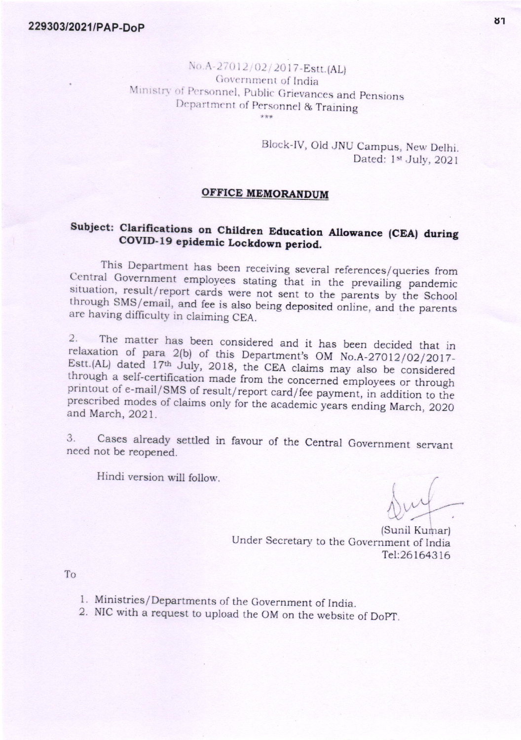No.A-27012/02/2017-Estt.(AL)
Government of India
Ministry of Personnel, Public Grievances and Pensions
Department of Personnel & Training

\*\*\*

Block-IV, Old JNU Campus, New Delhi.
Dated: 1st July, 2021

## OFFICE MEMORANDUM

**Subject: Clarifications on Children Education Allowance (CEA) during COVID-19 epidemic Lockdown period.**

This Department has been receiving several references/queries from Central Government employees stating that in the prevailing pandemic situation, result/report cards were not sent to the parents by the School through SMS/email, and fee is also being deposited online, and the parents are having difficulty in claiming CEA.

2. The matter has been considered and it has been decided that in relaxation of para 2(b) of this Department's OM No.A-27012/02/2017-Estt.(AL) dated 17th July, 2018, the CEA claims may also be considered through a self-certification made from the concerned employees or through printout of e-mail/SMS of result/report card/fee payment, in addition to the prescribed modes of claims only for the academic years ending March, 2020 and March, 2021.

3. Cases already settled in favour of the Central Government servant need not be reopened.

Hindi version will follow.

(Sunil Kumar)
Under Secretary to the Government of India
Tel:26164316

To

1. Ministries/Departments of the Government of India.
2. NIC with a request to upload the OM on the website of DoPT.